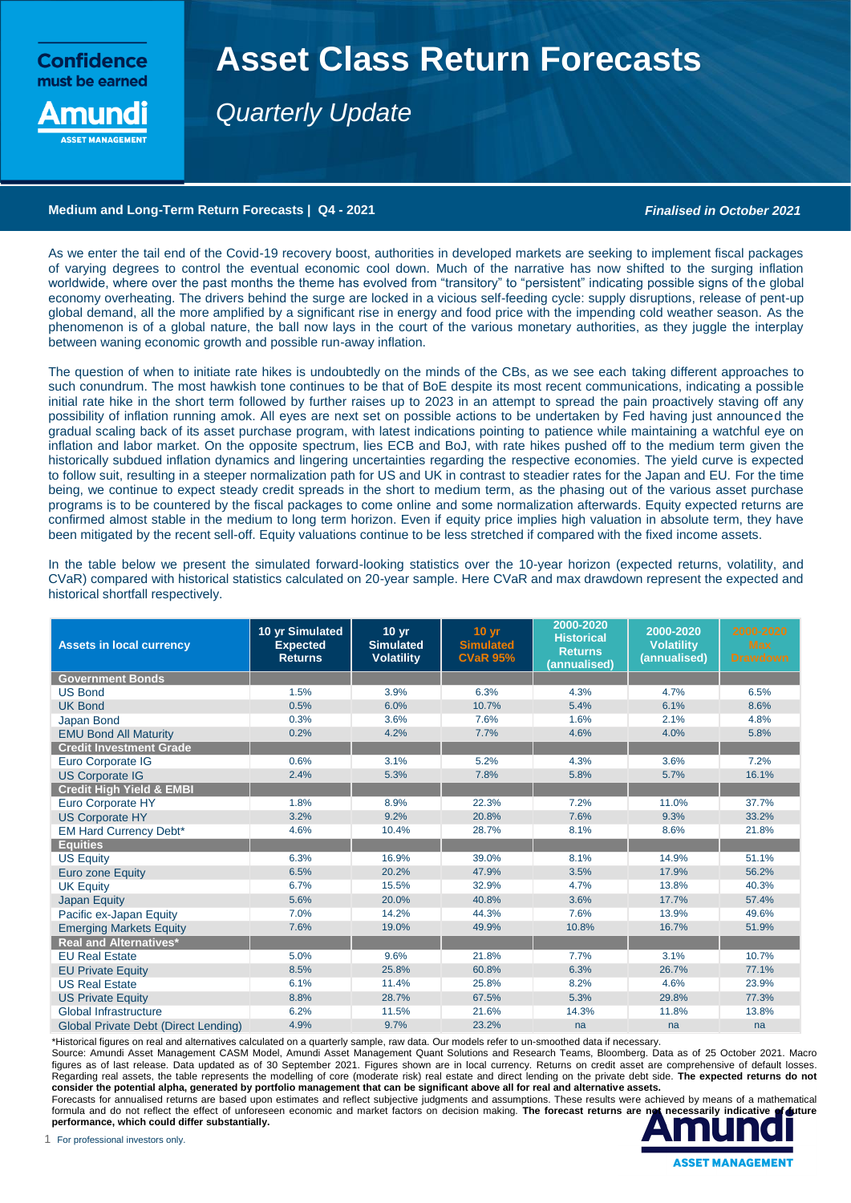Confidence must be earned

# Asset Class Return Forecasts

*Quarterly Update*

**Medium and Long-Term Return Forecasts | Q4 - 2021** ***Finalised in October 2021***

As we enter the tail end of the Covid-19 recovery boost, authorities in developed markets are seeking to implement fiscal packages of varying degrees to control the eventual economic cool down. Much of the narrative has now shifted to the surging inflation worldwide, where over the past months the theme has evolved from "transitory" to "persistent" indicating possible signs of the global economy overheating. The drivers behind the surge are locked in a vicious self-feeding cycle: supply disruptions, release of pent-up global demand, all the more amplified by a significant rise in energy and food price with the impending cold weather season. As the phenomenon is of a global nature, the ball now lays in the court of the various monetary authorities, as they juggle the interplay between waning economic growth and possible run-away inflation.

The question of when to initiate rate hikes is undoubtedly on the minds of the CBs, as we see each taking different approaches to such conundrum. The most hawkish tone continues to be that of BoE despite its most recent communications, indicating a possible initial rate hike in the short term followed by further raises up to 2023 in an attempt to spread the pain proactively staving off any possibility of inflation running amok. All eyes are next set on possible actions to be undertaken by Fed having just announced the gradual scaling back of its asset purchase program, with latest indications pointing to patience while maintaining a watchful eye on inflation and labor market. On the opposite spectrum, lies ECB and BoJ, with rate hikes pushed off to the medium term given the historically subdued inflation dynamics and lingering uncertainties regarding the respective economies. The yield curve is expected to follow suit, resulting in a steeper normalization path for US and UK in contrast to steadier rates for the Japan and EU. For the time being, we continue to expect steady credit spreads in the short to medium term, as the phasing out of the various asset purchase programs is to be countered by the fiscal packages to come online and some normalization afterwards. Equity expected returns are confirmed almost stable in the medium to long term horizon. Even if equity price implies high valuation in absolute term, they have been mitigated by the recent sell-off. Equity valuations continue to be less stretched if compared with the fixed income assets.

In the table below we present the simulated forward-looking statistics over the 10-year horizon (expected returns, volatility, and CVaR) compared with historical statistics calculated on 20-year sample. Here CVaR and max drawdown represent the expected and historical shortfall respectively.

| Assets in local currency | 10 yr Simulated Expected Returns | 10 yr Simulated Volatility | 10 yr Simulated CVaR 95% | 2000-2020 Historical Returns (annualised) | 2000-2020 Volatility (annualised) | 2000-2020 Max Drawdown |
|---|---|---|---|---|---|---|
| **Government Bonds** | | | | | | |
| US Bond | 1.5% | 3.9% | 6.3% | 4.3% | 4.7% | 6.5% |
| UK Bond | 0.5% | 6.0% | 10.7% | 5.4% | 6.1% | 8.6% |
| Japan Bond | 0.3% | 3.6% | 7.6% | 1.6% | 2.1% | 4.8% |
| EMU Bond All Maturity | 0.2% | 4.2% | 7.7% | 4.6% | 4.0% | 5.8% |
| **Credit Investment Grade** | | | | | | |
| Euro Corporate IG | 0.6% | 3.1% | 5.2% | 4.3% | 3.6% | 7.2% |
| US Corporate IG | 2.4% | 5.3% | 7.8% | 5.8% | 5.7% | 16.1% |
| **Credit High Yield & EMBI** | | | | | | |
| Euro Corporate HY | 1.8% | 8.9% | 22.3% | 7.2% | 11.0% | 37.7% |
| US Corporate HY | 3.2% | 9.2% | 20.8% | 7.6% | 9.3% | 33.2% |
| EM Hard Currency Debt* | 4.6% | 10.4% | 28.7% | 8.1% | 8.6% | 21.8% |
| **Equities** | | | | | | |
| US Equity | 6.3% | 16.9% | 39.0% | 8.1% | 14.9% | 51.1% |
| Euro zone Equity | 6.5% | 20.2% | 47.9% | 3.5% | 17.9% | 56.2% |
| UK Equity | 6.7% | 15.5% | 32.9% | 4.7% | 13.8% | 40.3% |
| Japan Equity | 5.6% | 20.0% | 40.8% | 3.6% | 17.7% | 57.4% |
| Pacific ex-Japan Equity | 7.0% | 14.2% | 44.3% | 7.6% | 13.9% | 49.6% |
| Emerging Markets Equity | 7.6% | 19.0% | 49.9% | 10.8% | 16.7% | 51.9% |
| **Real and Alternatives*** | | | | | | |
| EU Real Estate | 5.0% | 9.6% | 21.8% | 7.7% | 3.1% | 10.7% |
| EU Private Equity | 8.5% | 25.8% | 60.8% | 6.3% | 26.7% | 77.1% |
| US Real Estate | 6.1% | 11.4% | 25.8% | 8.2% | 4.6% | 23.9% |
| US Private Equity | 8.8% | 28.7% | 67.5% | 5.3% | 29.8% | 77.3% |
| Global Infrastructure | 6.2% | 11.5% | 21.6% | 14.3% | 11.8% | 13.8% |
| Global Private Debt (Direct Lending) | 4.9% | 9.7% | 23.2% | na | na | na |

*Historical figures on real and alternatives calculated on a quarterly sample, raw data. Our models refer to un-smoothed data if necessary.

Source: Amundi Asset Management CASM Model, Amundi Asset Management Quant Solutions and Research Teams, Bloomberg. Data as of 25 October 2021. Macro figures as of last release. Data updated as of 30 September 2021. Figures shown are in local currency. Returns on credit asset are comprehensive of default losses. Regarding real assets, the table represents the modelling of core (moderate risk) real estate and direct lending on the private debt side. **The expected returns do not consider the potential alpha, generated by portfolio management that can be significant above all for real and alternative assets.**

Forecasts for annualised returns are based upon estimates and reflect subjective judgments and assumptions. These results were achieved by means of a mathematical formula and do not reflect the effect of unforeseen economic and market factors on decision making. **The forecast returns are not necessarily indicative of future performance, which could differ substantially.**

For professional investors only.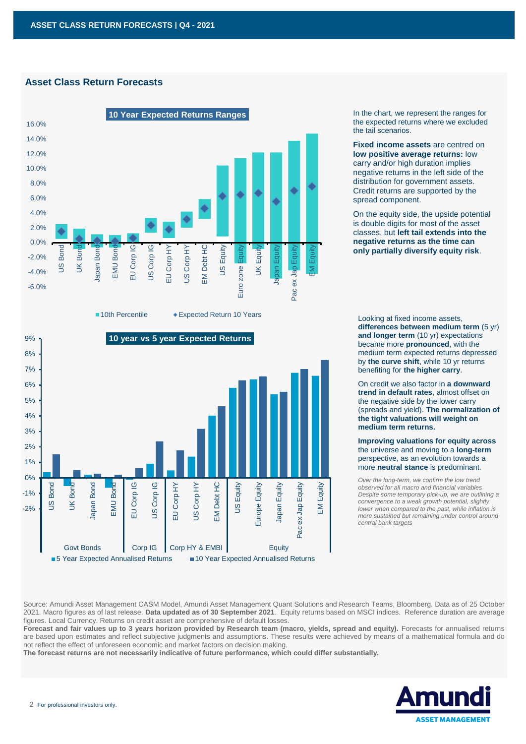## Asset Class Return Forecasts

In the chart, we represent the ranges for the expected returns where we excluded the tail scenarios.

**Fixed income assets** are centred on **low positive average returns:** low carry and/or high duration implies negative returns in the left side of the distribution for government assets. Credit returns are supported by the spread component.

On the equity side, the upside potential is double digits for most of the asset classes, but **left tail extends into the negative returns as the time can only partially diversify equity risk**.

Looking at fixed income assets, **differences between medium term** (5 yr) **and longer term** (10 yr) expectations became more **pronounced**, with the medium term expected returns depressed by **the curve shift**, while 10 yr returns benefiting for **the higher carry**.

On credit we also factor in **a downward trend in default rates**, almost offset on the negative side by the lower carry (spreads and yield). **The normalization of the tight valuations will weight on medium term returns.**

**Improving valuations for equity across** the universe and moving to a **long-term** perspective, as an evolution towards a more **neutral stance** is predominant.

*Over the long-term, we confirm the low trend observed for all macro and financial variables Despite some temporary pick-up, we are outlining a convergence to a weak growth potential, slightly lower when compared to the past, while inflation is more sustained but remaining under control around central bank targets*

Source: Amundi Asset Management CASM Model, Amundi Asset Management Quant Solutions and Research Teams, Bloomberg. Data as of 25 October 2021. Macro figures as of last release. **Data updated as of 30 September 2021**. Equity returns based on MSCI indices. Reference duration are average figures. Local Currency. Returns on credit asset are comprehensive of default losses.

**Forecast and fair values up to 3 years horizon provided by Research team (macro, yields, spread and equity).** Forecasts for annualised returns are based upon estimates and reflect subjective judgments and assumptions. These results were achieved by means of a mathematical formula and do not reflect the effect of unforeseen economic and market factors on decision making.

**The forecast returns are not necessarily indicative of future performance, which could differ substantially.**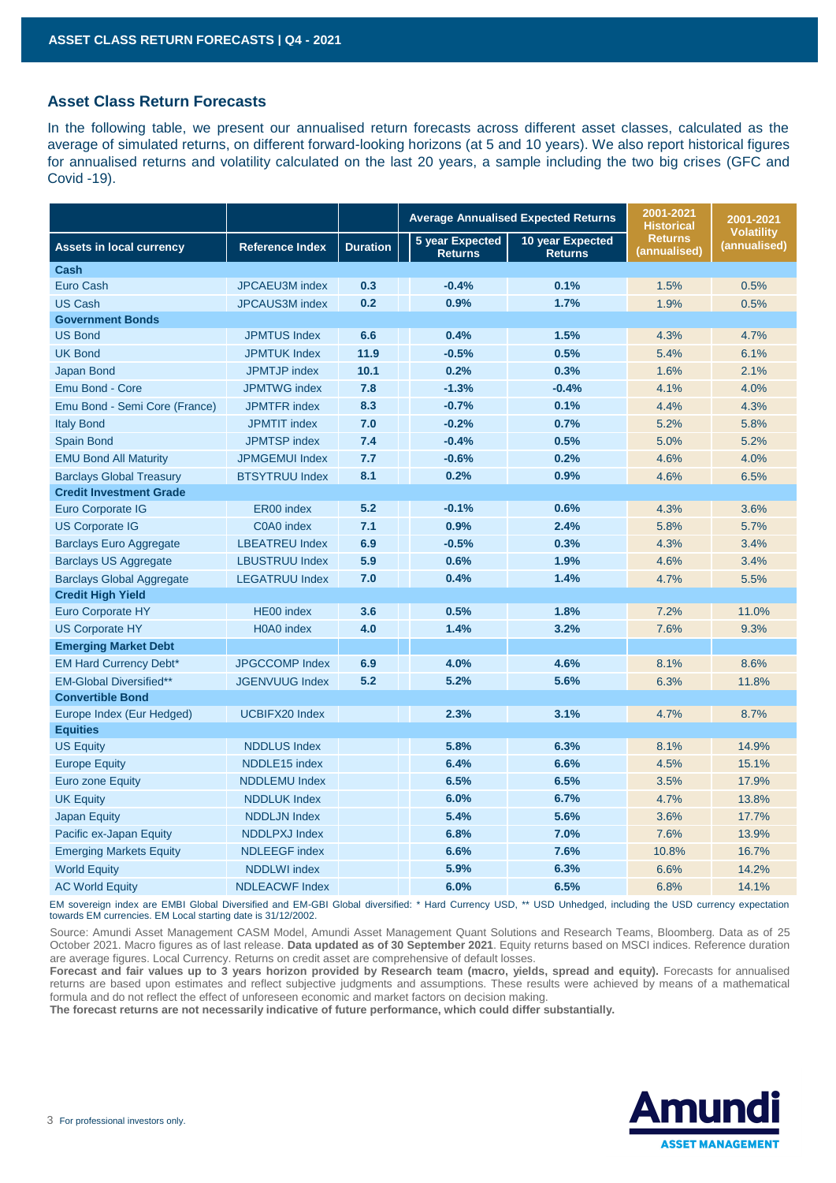## Asset Class Return Forecasts

In the following table, we present our annualised return forecasts across different asset classes, calculated as the average of simulated returns, on different forward-looking horizons (at 5 and 10 years). We also report historical figures for annualised returns and volatility calculated on the last 20 years, a sample including the two big crises (GFC and Covid -19).

| | | | Average Annualised Expected Returns | | 2001-2021 Historical | 2001-2021 |
|---|---|---|---|---|---|---|
| **Assets in local currency** | **Reference Index** | **Duration** | **5 year Expected Returns** | **10 year Expected Returns** | **Returns (annualised)** | **Volatility (annualised)** |
| **Cash** | | | | | | |
| Euro Cash | JPCAEU3M index | 0.3 | -0.4% | 0.1% | 1.5% | 0.5% |
| US Cash | JPCAUS3M index | 0.2 | 0.9% | 1.7% | 1.9% | 0.5% |
| **Government Bonds** | | | | | | |
| US Bond | JPMTUS Index | 6.6 | 0.4% | 1.5% | 4.3% | 4.7% |
| UK Bond | JPMTUK Index | 11.9 | -0.5% | 0.5% | 5.4% | 6.1% |
| Japan Bond | JPMTJP index | 10.1 | 0.2% | 0.3% | 1.6% | 2.1% |
| Emu Bond - Core | JPMTWG index | 7.8 | -1.3% | -0.4% | 4.1% | 4.0% |
| Emu Bond - Semi Core (France) | JPMTFR index | 8.3 | -0.7% | 0.1% | 4.4% | 4.3% |
| Italy Bond | JPMTIT index | 7.0 | -0.2% | 0.7% | 5.2% | 5.8% |
| Spain Bond | JPMTSP index | 7.4 | -0.4% | 0.5% | 5.0% | 5.2% |
| EMU Bond All Maturity | JPMGEMUI Index | 7.7 | -0.6% | 0.2% | 4.6% | 4.0% |
| Barclays Global Treasury | BTSYTRUU Index | 8.1 | 0.2% | 0.9% | 4.6% | 6.5% |
| **Credit Investment Grade** | | | | | | |
| Euro Corporate IG | ER00 index | 5.2 | -0.1% | 0.6% | 4.3% | 3.6% |
| US Corporate IG | C0A0 index | 7.1 | 0.9% | 2.4% | 5.8% | 5.7% |
| Barclays Euro Aggregate | LBEATREU Index | 6.9 | -0.5% | 0.3% | 4.3% | 3.4% |
| Barclays US Aggregate | LBUSTRUU Index | 5.9 | 0.6% | 1.9% | 4.6% | 3.4% |
| Barclays Global Aggregate | LEGATRUU Index | 7.0 | 0.4% | 1.4% | 4.7% | 5.5% |
| **Credit High Yield** | | | | | | |
| Euro Corporate HY | HE00 index | 3.6 | 0.5% | 1.8% | 7.2% | 11.0% |
| US Corporate HY | H0A0 index | 4.0 | 1.4% | 3.2% | 7.6% | 9.3% |
| **Emerging Market Debt** | | | | | | |
| EM Hard Currency Debt* | JPGCCOMP Index | 6.9 | 4.0% | 4.6% | 8.1% | 8.6% |
| EM-Global Diversified** | JGENVUUG Index | 5.2 | 5.2% | 5.6% | 6.3% | 11.8% |
| **Convertible Bond** | | | | | | |
| Europe Index (Eur Hedged) | UCBIFX20 Index | | 2.3% | 3.1% | 4.7% | 8.7% |
| **Equities** | | | | | | |
| US Equity | NDDLUS Index | | 5.8% | 6.3% | 8.1% | 14.9% |
| Europe Equity | NDDLE15 index | | 6.4% | 6.6% | 4.5% | 15.1% |
| Euro zone Equity | NDDLEMU Index | | 6.5% | 6.5% | 3.5% | 17.9% |
| UK Equity | NDDLUK Index | | 6.0% | 6.7% | 4.7% | 13.8% |
| Japan Equity | NDDLJN Index | | 5.4% | 5.6% | 3.6% | 17.7% |
| Pacific ex-Japan Equity | NDDLPXJ Index | | 6.8% | 7.0% | 7.6% | 13.9% |
| Emerging Markets Equity | NDLEEGF index | | 6.6% | 7.6% | 10.8% | 16.7% |
| World Equity | NDDLWI index | | 5.9% | 6.3% | 6.6% | 14.2% |
| AC World Equity | NDLEACWF Index | | 6.0% | 6.5% | 6.8% | 14.1% |

EM sovereign index are EMBI Global Diversified and EM-GBI Global diversified: * Hard Currency USD, ** USD Unhedged, including the USD currency expectation towards EM currencies. EM Local starting date is 31/12/2002.

Source: Amundi Asset Management CASM Model, Amundi Asset Management Quant Solutions and Research Teams, Bloomberg. Data as of 25 October 2021. Macro figures as of last release. **Data updated as of 30 September 2021**. Equity returns based on MSCI indices. Reference duration are average figures. Local Currency. Returns on credit asset are comprehensive of default losses.

**Forecast and fair values up to 3 years horizon provided by Research team (macro, yields, spread and equity).** Forecasts for annualised returns are based upon estimates and reflect subjective judgments and assumptions. These results were achieved by means of a mathematical formula and do not reflect the effect of unforeseen economic and market factors on decision making.

**The forecast returns are not necessarily indicative of future performance, which could differ substantially.**

For professional investors only.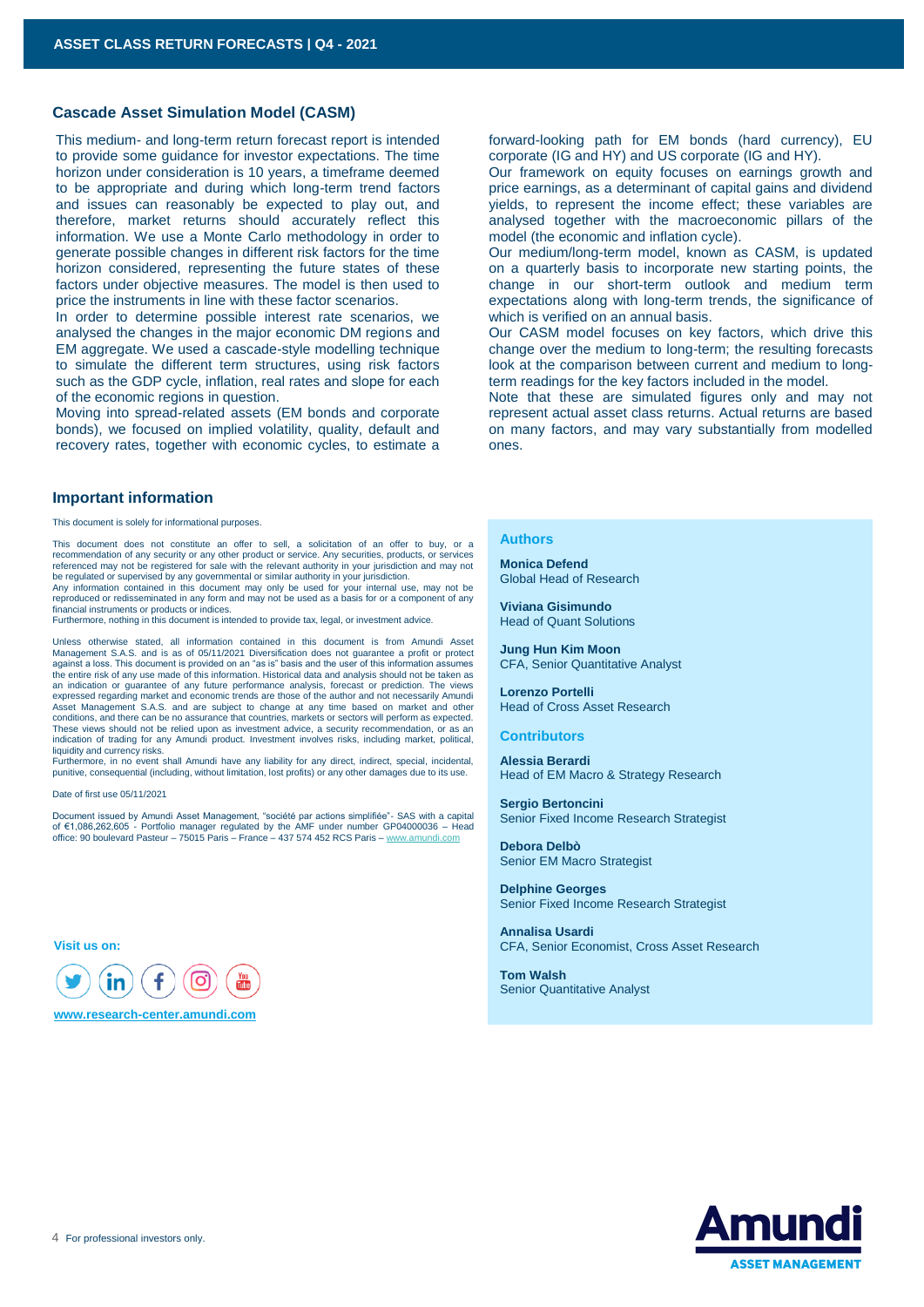## Cascade Asset Simulation Model (CASM)

This medium- and long-term return forecast report is intended to provide some guidance for investor expectations. The time horizon under consideration is 10 years, a timeframe deemed to be appropriate and during which long-term trend factors and issues can reasonably be expected to play out, and therefore, market returns should accurately reflect this information. We use a Monte Carlo methodology in order to generate possible changes in different risk factors for the time horizon considered, representing the future states of these factors under objective measures. The model is then used to price the instruments in line with these factor scenarios.

In order to determine possible interest rate scenarios, we analysed the changes in the major economic DM regions and EM aggregate. We used a cascade-style modelling technique to simulate the different term structures, using risk factors such as the GDP cycle, inflation, real rates and slope for each of the economic regions in question.

Moving into spread-related assets (EM bonds and corporate bonds), we focused on implied volatility, quality, default and recovery rates, together with economic cycles, to estimate a forward-looking path for EM bonds (hard currency), EU corporate (IG and HY) and US corporate (IG and HY).

Our framework on equity focuses on earnings growth and price earnings, as a determinant of capital gains and dividend yields, to represent the income effect; these variables are analysed together with the macroeconomic pillars of the model (the economic and inflation cycle).

Our medium/long-term model, known as CASM, is updated on a quarterly basis to incorporate new starting points, the change in our short-term outlook and medium term expectations along with long-term trends, the significance of which is verified on an annual basis.

Our CASM model focuses on key factors, which drive this change over the medium to long-term; the resulting forecasts look at the comparison between current and medium to long-term readings for the key factors included in the model.

Note that these are simulated figures only and may not represent actual asset class returns. Actual returns are based on many factors, and may vary substantially from modelled ones.

## Important information

This document is solely for informational purposes.

This document does not constitute an offer to sell, a solicitation of an offer to buy, or a recommendation of any security or any other product or service. Any securities, products, or services referenced may not be registered for sale with the relevant authority in your jurisdiction and may not be regulated or supervised by any governmental or similar authority in your jurisdiction.
Any information contained in this document may only be used for your internal use, may not be reproduced or redisseminated in any form and may not be used as a basis for or a component of any financial instruments or products or indices.
Furthermore, nothing in this document is intended to provide tax, legal, or investment advice.

Unless otherwise stated, all information contained in this document is from Amundi Asset Management S.A.S. and is as of 05/11/2021 Diversification does not guarantee a profit or protect against a loss. This document is provided on an "as is" basis and the user of this information assumes the entire risk of any use made of this information. Historical data and analysis should not be taken as an indication or guarantee of any future performance analysis, forecast or prediction. The views expressed regarding market and economic trends are those of the author and not necessarily Amundi Asset Management S.A.S. and are subject to change at any time based on market and other conditions, and there can be no assurance that countries, markets or sectors will perform as expected. These views should not be relied upon as investment advice, a security recommendation, or as an indication of trading for any Amundi product. Investment involves risks, including market, political, liquidity and currency risks.
Furthermore, in no event shall Amundi have any liability for any direct, indirect, special, incidental, punitive, consequential (including, without limitation, lost profits) or any other damages due to its use.

Date of first use 05/11/2021

Document issued by Amundi Asset Management, "société par actions simplifiée"- SAS with a capital of €1,086,262,605 - Portfolio manager regulated by the AMF under number GP04000036 – Head office: 90 boulevard Pasteur – 75015 Paris – France – 437 574 452 RCS Paris – www.amundi.com

### Authors

**Monica Defend**
Global Head of Research

**Viviana Gisimundo**
Head of Quant Solutions

**Jung Hun Kim Moon**
CFA, Senior Quantitative Analyst

**Lorenzo Portelli**
Head of Cross Asset Research

### Contributors

**Alessia Berardi**
Head of EM Macro & Strategy Research

**Sergio Bertoncini**
Senior Fixed Income Research Strategist

**Debora Delbò**
Senior EM Macro Strategist

**Delphine Georges**
Senior Fixed Income Research Strategist

**Annalisa Usardi**
CFA, Senior Economist, Cross Asset Research

**Tom Walsh**
Senior Quantitative Analyst

**Visit us on:**

www.research-center.amundi.com

For professional investors only.